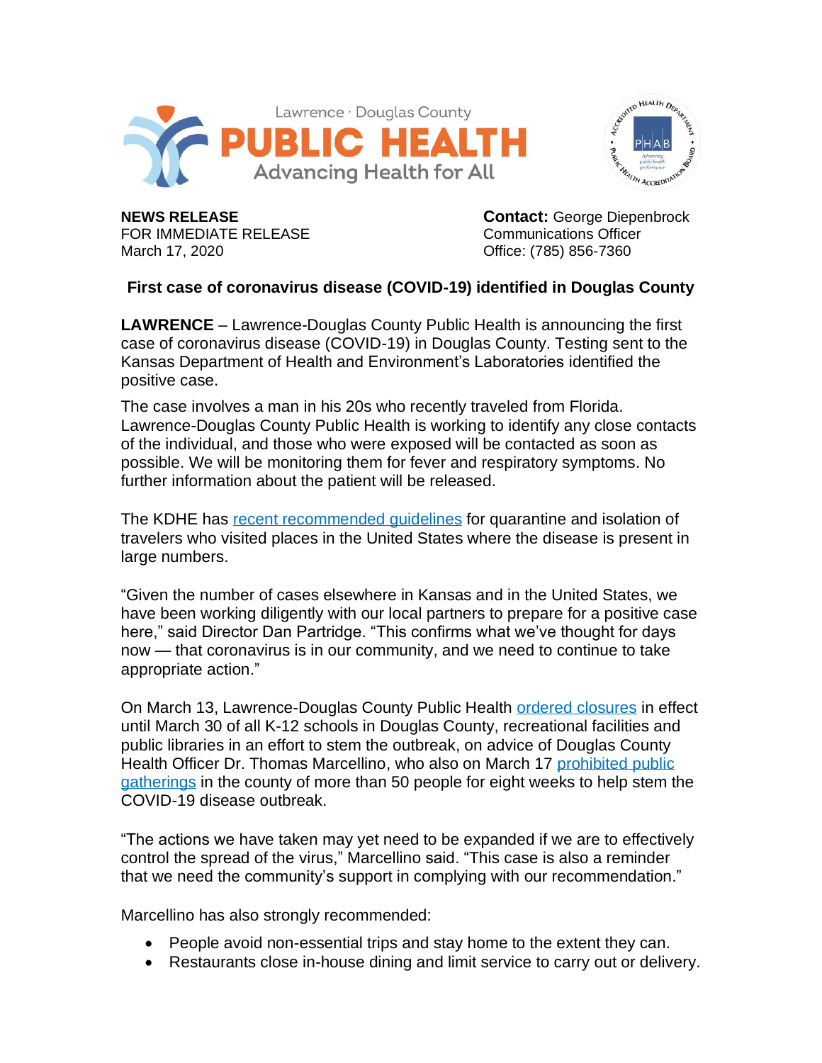Lawrence · Douglas County

**PUBLIC HEALTH**

Advancing Health for All

**NEWS RELEASE**
FOR IMMEDIATE RELEASE
March 17, 2020

**Contact:** George Diepenbrock
Communications Officer
Office: (785) 856-7360

## First case of coronavirus disease (COVID-19) identified in Douglas County

**LAWRENCE** – Lawrence-Douglas County Public Health is announcing the first case of coronavirus disease (COVID-19) in Douglas County. Testing sent to the Kansas Department of Health and Environment's Laboratories identified the positive case.

The case involves a man in his 20s who recently traveled from Florida. Lawrence-Douglas County Public Health is working to identify any close contacts of the individual, and those who were exposed will be contacted as soon as possible. We will be monitoring them for fever and respiratory symptoms. No further information about the patient will be released.

The KDHE has recent recommended guidelines for quarantine and isolation of travelers who visited places in the United States where the disease is present in large numbers.

"Given the number of cases elsewhere in Kansas and in the United States, we have been working diligently with our local partners to prepare for a positive case here," said Director Dan Partridge. "This confirms what we've thought for days now — that coronavirus is in our community, and we need to continue to take appropriate action."

On March 13, Lawrence-Douglas County Public Health ordered closures in effect until March 30 of all K-12 schools in Douglas County, recreational facilities and public libraries in an effort to stem the outbreak, on advice of Douglas County Health Officer Dr. Thomas Marcellino, who also on March 17 prohibited public gatherings in the county of more than 50 people for eight weeks to help stem the COVID-19 disease outbreak.

"The actions we have taken may yet need to be expanded if we are to effectively control the spread of the virus," Marcellino said. "This case is also a reminder that we need the community's support in complying with our recommendation."

Marcellino has also strongly recommended:

- People avoid non-essential trips and stay home to the extent they can.
- Restaurants close in-house dining and limit service to carry out or delivery.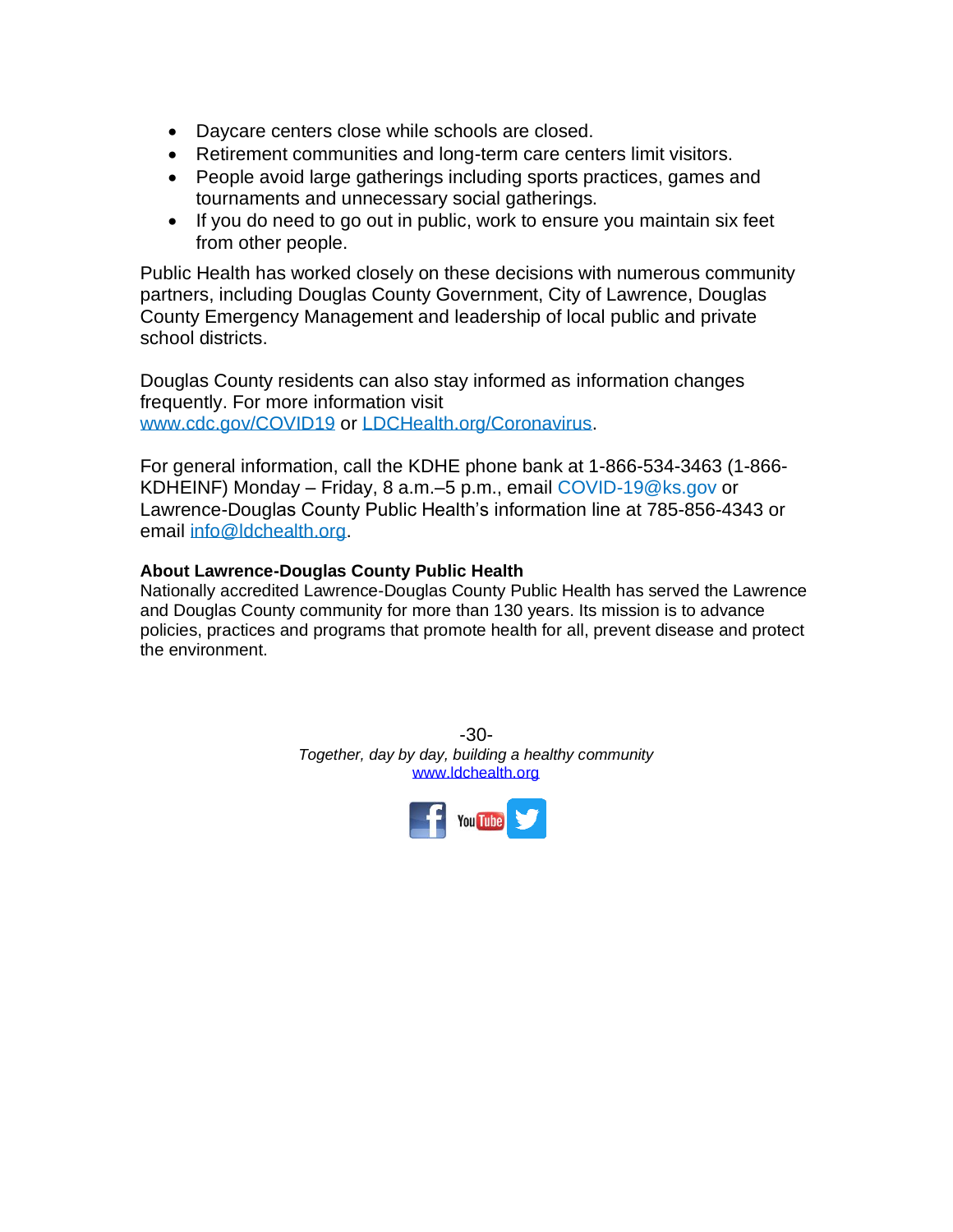- Daycare centers close while schools are closed.
- Retirement communities and long-term care centers limit visitors.
- People avoid large gatherings including sports practices, games and tournaments and unnecessary social gatherings.
- If you do need to go out in public, work to ensure you maintain six feet from other people.

Public Health has worked closely on these decisions with numerous community partners, including Douglas County Government, City of Lawrence, Douglas County Emergency Management and leadership of local public and private school districts.

Douglas County residents can also stay informed as information changes frequently. For more information visit www.cdc.gov/COVID19 or LDCHealth.org/Coronavirus.

For general information, call the KDHE phone bank at 1-866-534-3463 (1-866-KDHEINF) Monday – Friday, 8 a.m.–5 p.m., email COVID-19@ks.gov or Lawrence-Douglas County Public Health's information line at 785-856-4343 or email info@ldchealth.org.

**About Lawrence-Douglas County Public Health**

Nationally accredited Lawrence-Douglas County Public Health has served the Lawrence and Douglas County community for more than 130 years. Its mission is to advance policies, practices and programs that promote health for all, prevent disease and protect the environment.

-30-

*Together, day by day, building a healthy community*

www.ldchealth.org